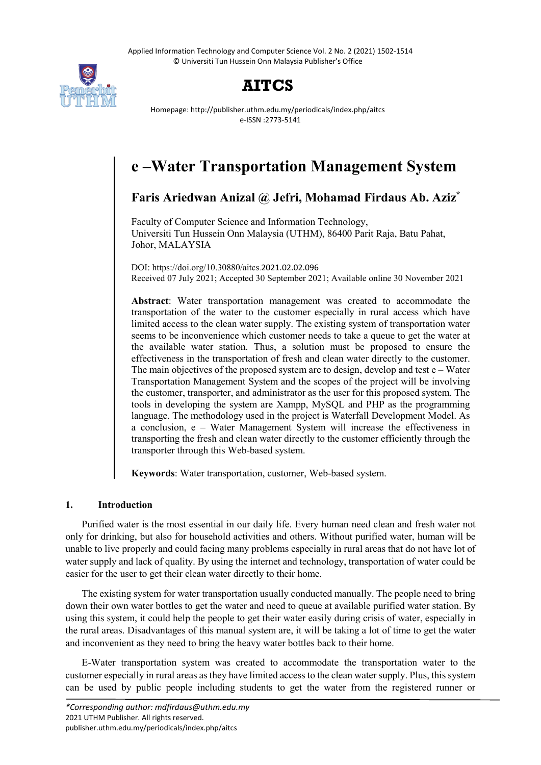# AITCS

Homepage: http://publisher.uthm.edu.my/periodicals/index.php/aitcs
e-ISSN :2773-5141

# e –Water Transportation Management System

**Faris Ariedwan Anizal @ Jefri, Mohamad Firdaus Ab. Aziz***

Faculty of Computer Science and Information Technology,
Universiti Tun Hussein Onn Malaysia (UTHM), 86400 Parit Raja, Batu Pahat, Johor, MALAYSIA

DOI: https://doi.org/10.30880/aitcs.2021.02.02.096
Received 07 July 2021; Accepted 30 September 2021; Available online 30 November 2021

**Abstract**: Water transportation management was created to accommodate the transportation of the water to the customer especially in rural access which have limited access to the clean water supply. The existing system of transportation water seems to be inconvenience which customer needs to take a queue to get the water at the available water station. Thus, a solution must be proposed to ensure the effectiveness in the transportation of fresh and clean water directly to the customer. The main objectives of the proposed system are to design, develop and test e – Water Transportation Management System and the scopes of the project will be involving the customer, transporter, and administrator as the user for this proposed system. The tools in developing the system are Xampp, MySQL and PHP as the programming language. The methodology used in the project is Waterfall Development Model. As a conclusion, e – Water Management System will increase the effectiveness in transporting the fresh and clean water directly to the customer efficiently through the transporter through this Web-based system.

**Keywords**: Water transportation, customer, Web-based system.

## 1. Introduction

Purified water is the most essential in our daily life. Every human need clean and fresh water not only for drinking, but also for household activities and others. Without purified water, human will be unable to live properly and could facing many problems especially in rural areas that do not have lot of water supply and lack of quality. By using the internet and technology, transportation of water could be easier for the user to get their clean water directly to their home.

The existing system for water transportation usually conducted manually. The people need to bring down their own water bottles to get the water and need to queue at available purified water station. By using this system, it could help the people to get their water easily during crisis of water, especially in the rural areas. Disadvantages of this manual system are, it will be taking a lot of time to get the water and inconvenient as they need to bring the heavy water bottles back to their home.

E-Water transportation system was created to accommodate the transportation water to the customer especially in rural areas as they have limited access to the clean water supply. Plus, this system can be used by public people including students to get the water from the registered runner or

*Corresponding author: mdfirdaus@uthm.edu.my
2021 UTHM Publisher. All rights reserved.
publisher.uthm.edu.my/periodicals/index.php/aitcs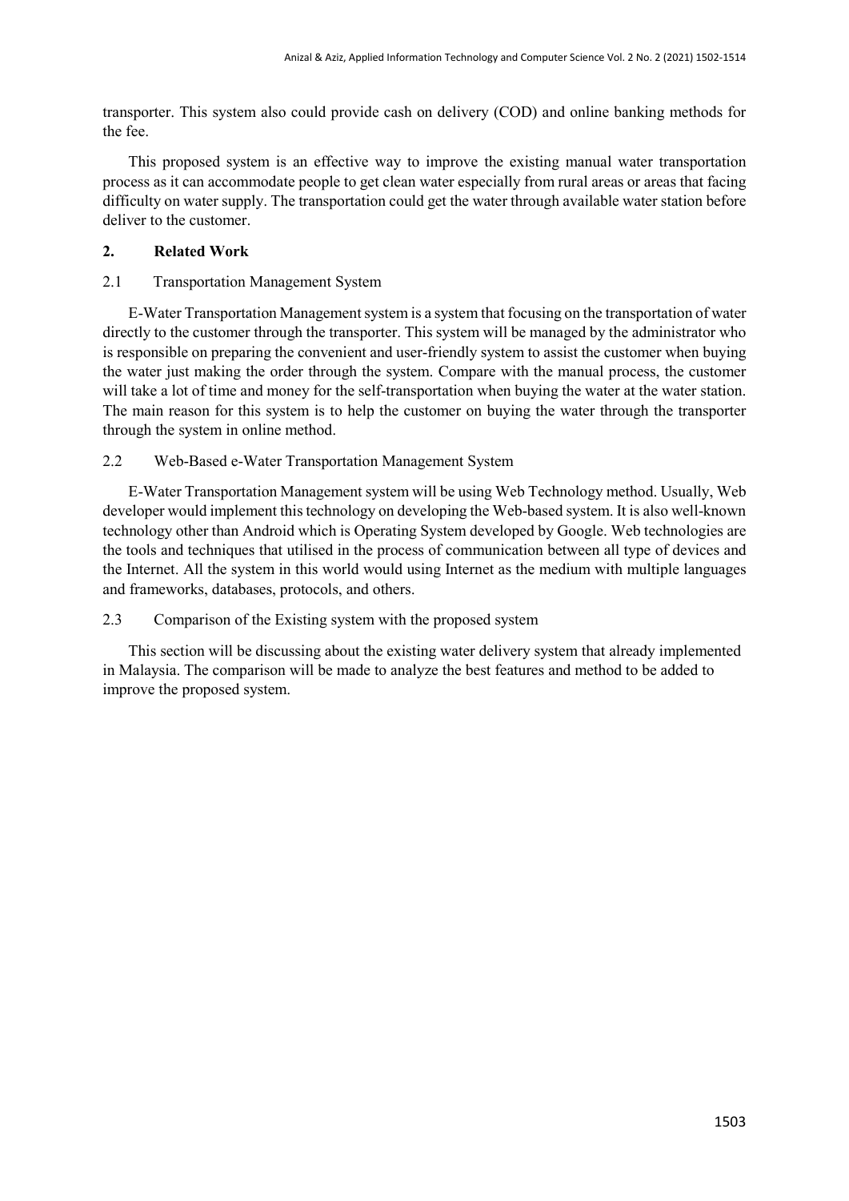transporter. This system also could provide cash on delivery (COD) and online banking methods for the fee.

This proposed system is an effective way to improve the existing manual water transportation process as it can accommodate people to get clean water especially from rural areas or areas that facing difficulty on water supply. The transportation could get the water through available water station before deliver to the customer.

## 2. Related Work

### 2.1 Transportation Management System

E-Water Transportation Management system is a system that focusing on the transportation of water directly to the customer through the transporter. This system will be managed by the administrator who is responsible on preparing the convenient and user-friendly system to assist the customer when buying the water just making the order through the system. Compare with the manual process, the customer will take a lot of time and money for the self-transportation when buying the water at the water station. The main reason for this system is to help the customer on buying the water through the transporter through the system in online method.

### 2.2 Web-Based e-Water Transportation Management System

E-Water Transportation Management system will be using Web Technology method. Usually, Web developer would implement this technology on developing the Web-based system. It is also well-known technology other than Android which is Operating System developed by Google. Web technologies are the tools and techniques that utilised in the process of communication between all type of devices and the Internet. All the system in this world would using Internet as the medium with multiple languages and frameworks, databases, protocols, and others.

### 2.3 Comparison of the Existing system with the proposed system

This section will be discussing about the existing water delivery system that already implemented in Malaysia. The comparison will be made to analyze the best features and method to be added to improve the proposed system.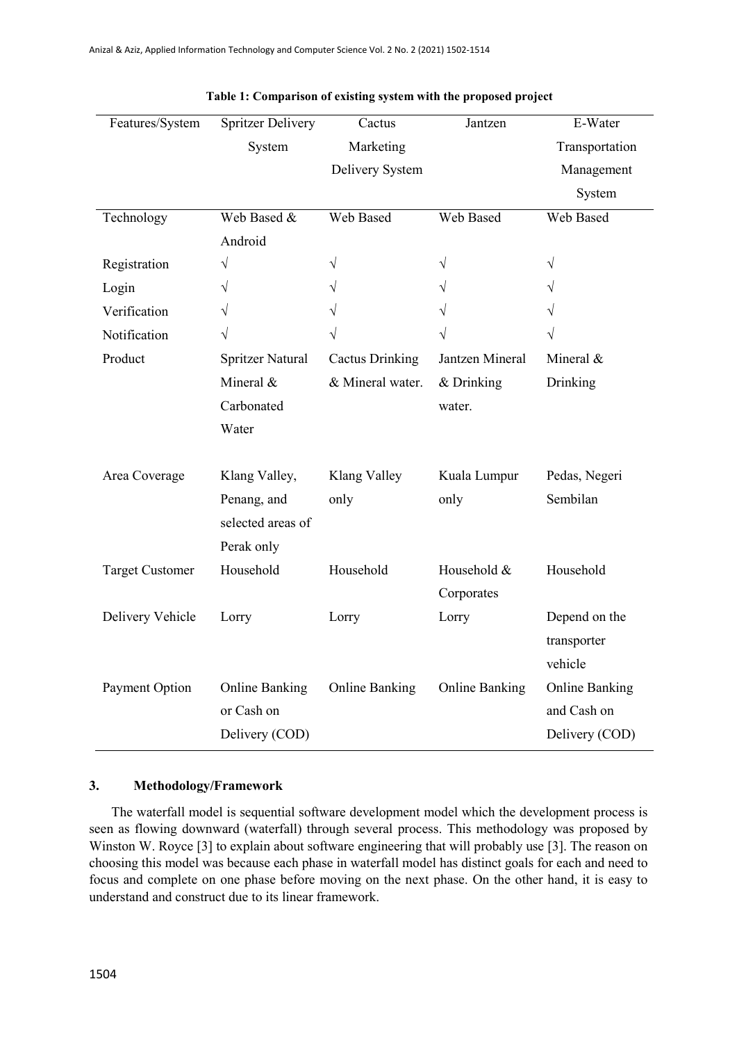**Table 1: Comparison of existing system with the proposed project**

| Features/System | Spritzer Delivery System | Cactus Marketing Delivery System | Jantzen | E-Water Transportation Management System |
|---|---|---|---|---|
| Technology | Web Based & Android | Web Based | Web Based | Web Based |
| Registration | √ | √ | √ | √ |
| Login | √ | √ | √ | √ |
| Verification | √ | √ | √ | √ |
| Notification | √ | √ | √ | √ |
| Product | Spritzer Natural Mineral & Carbonated Water | Cactus Drinking & Mineral water. | Jantzen Mineral & Drinking water. | Mineral & Drinking |
| Area Coverage | Klang Valley, Penang, and selected areas of Perak only | Klang Valley only | Kuala Lumpur only | Pedas, Negeri Sembilan |
| Target Customer | Household | Household | Household & Corporates | Household |
| Delivery Vehicle | Lorry | Lorry | Lorry | Depend on the transporter vehicle |
| Payment Option | Online Banking or Cash on Delivery (COD) | Online Banking | Online Banking | Online Banking and Cash on Delivery (COD) |

## 3. Methodology/Framework

The waterfall model is sequential software development model which the development process is seen as flowing downward (waterfall) through several process. This methodology was proposed by Winston W. Royce [3] to explain about software engineering that will probably use [3]. The reason on choosing this model was because each phase in waterfall model has distinct goals for each and need to focus and complete on one phase before moving on the next phase. On the other hand, it is easy to understand and construct due to its linear framework.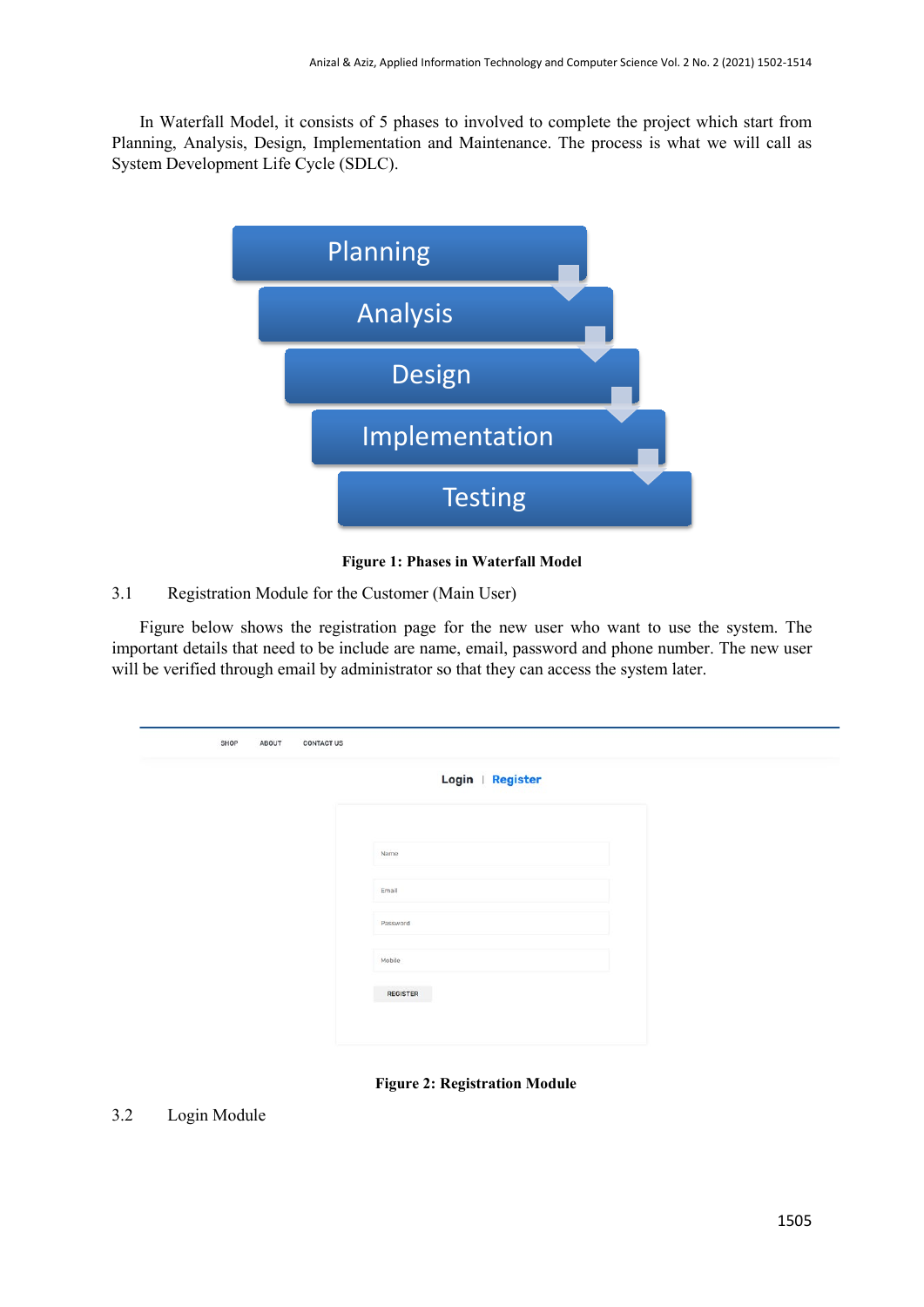In Waterfall Model, it consists of 5 phases to involved to complete the project which start from Planning, Analysis, Design, Implementation and Maintenance. The process is what we will call as System Development Life Cycle (SDLC).

**Figure 1: Phases in Waterfall Model**

### 3.1 Registration Module for the Customer (Main User)

Figure below shows the registration page for the new user who want to use the system. The important details that need to be include are name, email, password and phone number. The new user will be verified through email by administrator so that they can access the system later.

**Figure 2: Registration Module**

### 3.2 Login Module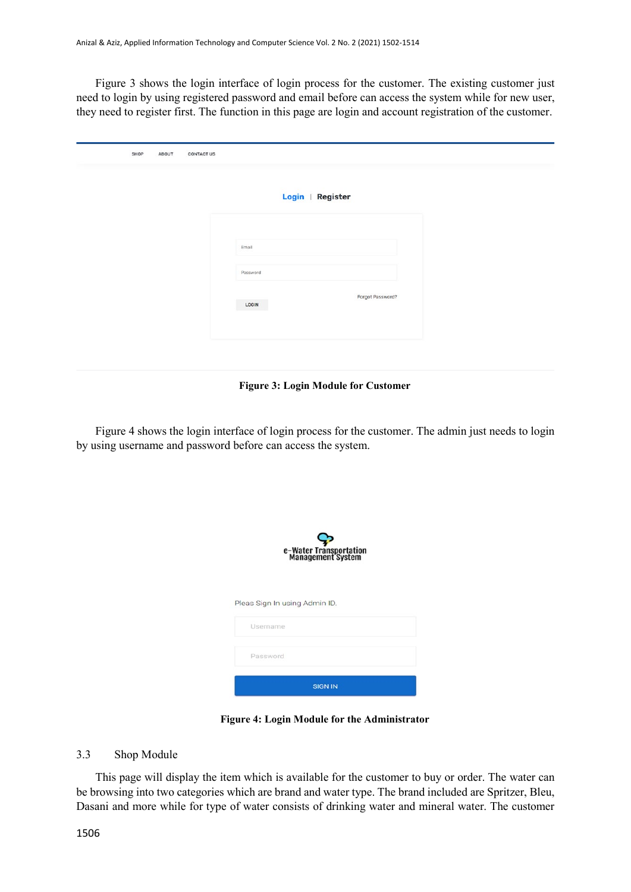Figure 3 shows the login interface of login process for the customer. The existing customer just need to login by using registered password and email before can access the system while for new user, they need to register first. The function in this page are login and account registration of the customer.

**Figure 3: Login Module for Customer**

Figure 4 shows the login interface of login process for the customer. The admin just needs to login by using username and password before can access the system.

**Figure 4: Login Module for the Administrator**

### 3.3 Shop Module

This page will display the item which is available for the customer to buy or order. The water can be browsing into two categories which are brand and water type. The brand included are Spritzer, Bleu, Dasani and more while for type of water consists of drinking water and mineral water. The customer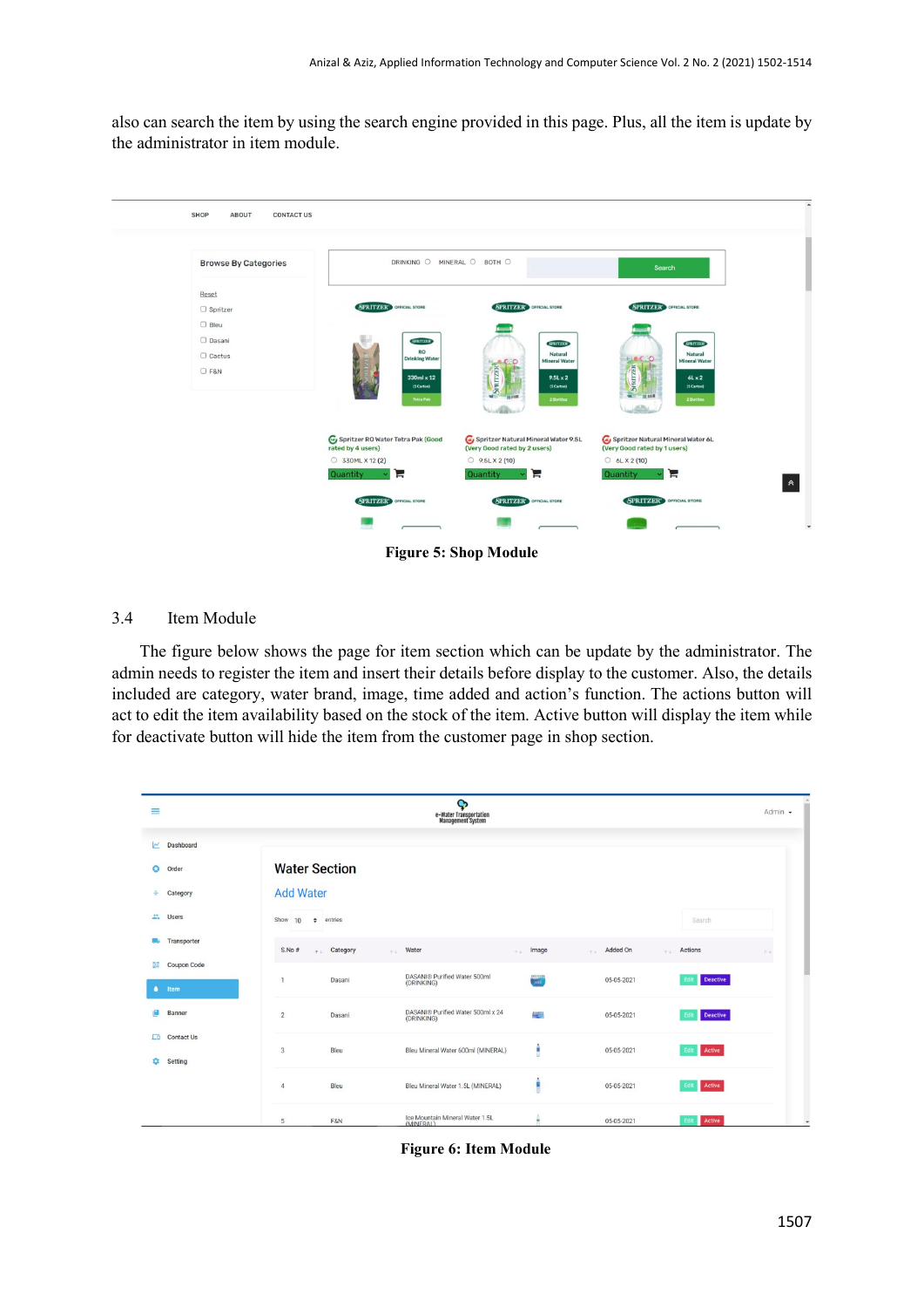also can search the item by using the search engine provided in this page. Plus, all the item is update by the administrator in item module.

**Figure 5: Shop Module**

### 3.4 Item Module

The figure below shows the page for item section which can be update by the administrator. The admin needs to register the item and insert their details before display to the customer. Also, the details included are category, water brand, image, time added and action's function. The actions button will act to edit the item availability based on the stock of the item. Active button will display the item while for deactivate button will hide the item from the customer page in shop section.

**Figure 6: Item Module**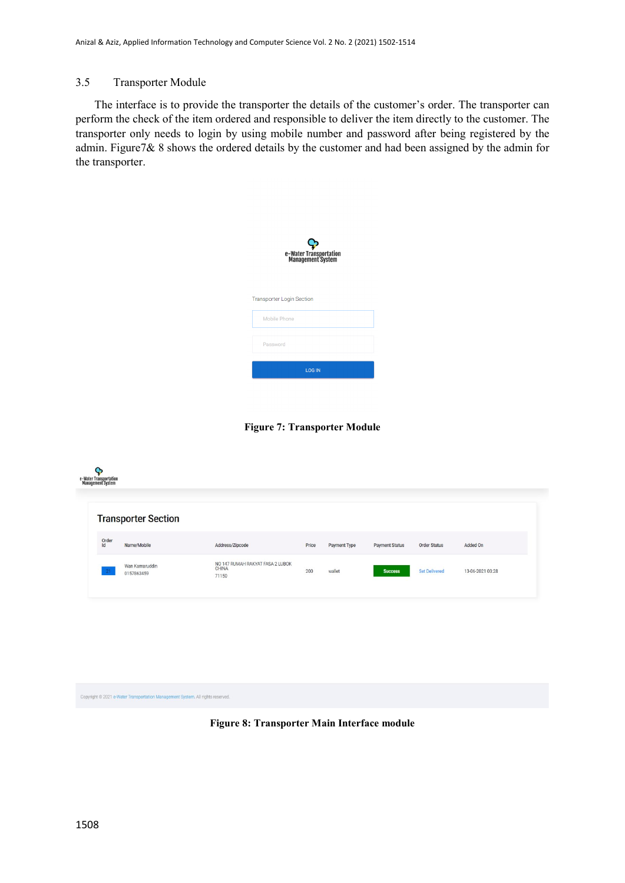### 3.5 Transporter Module

The interface is to provide the transporter the details of the customer's order. The transporter can perform the check of the item ordered and responsible to deliver the item directly to the customer. The transporter only needs to login by using mobile number and password after being registered by the admin. Figure7& 8 shows the ordered details by the customer and had been assigned by the admin for the transporter.

**Figure 7: Transporter Module**

**Figure 8: Transporter Main Interface module**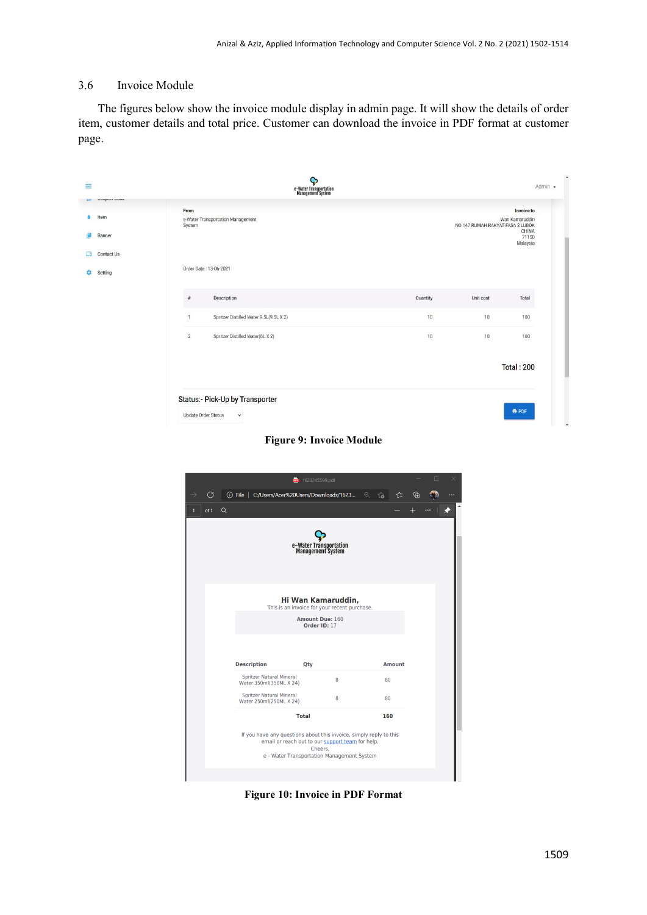### 3.6 Invoice Module

The figures below show the invoice module display in admin page. It will show the details of order item, customer details and total price. Customer can download the invoice in PDF format at customer page.

**Figure 9: Invoice Module**

**Figure 10: Invoice in PDF Format**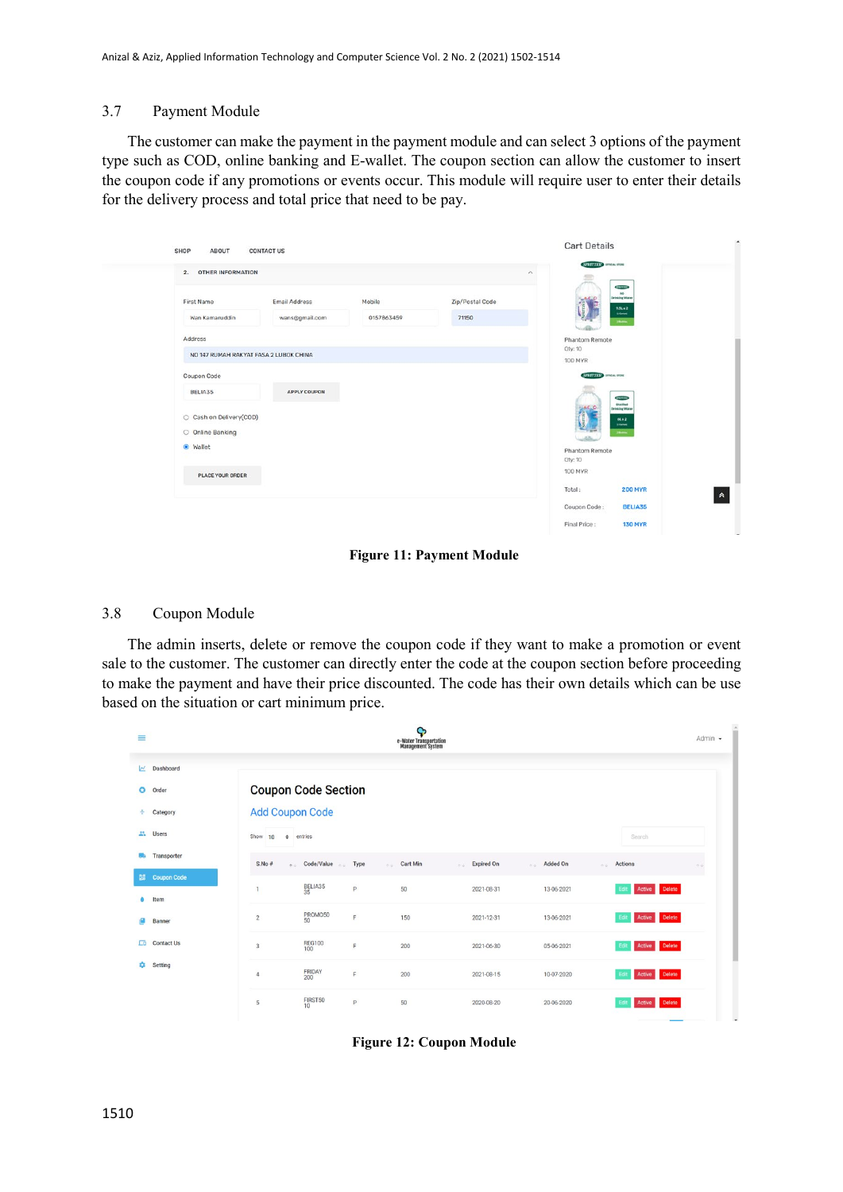## 3.7 Payment Module

The customer can make the payment in the payment module and can select 3 options of the payment type such as COD, online banking and E-wallet. The coupon section can allow the customer to insert the coupon code if any promotions or events occur. This module will require user to enter their details for the delivery process and total price that need to be pay.

**Figure 11: Payment Module**

## 3.8 Coupon Module

The admin inserts, delete or remove the coupon code if they want to make a promotion or event sale to the customer. The customer can directly enter the code at the coupon section before proceeding to make the payment and have their price discounted. The code has their own details which can be use based on the situation or cart minimum price.

**Figure 12: Coupon Module**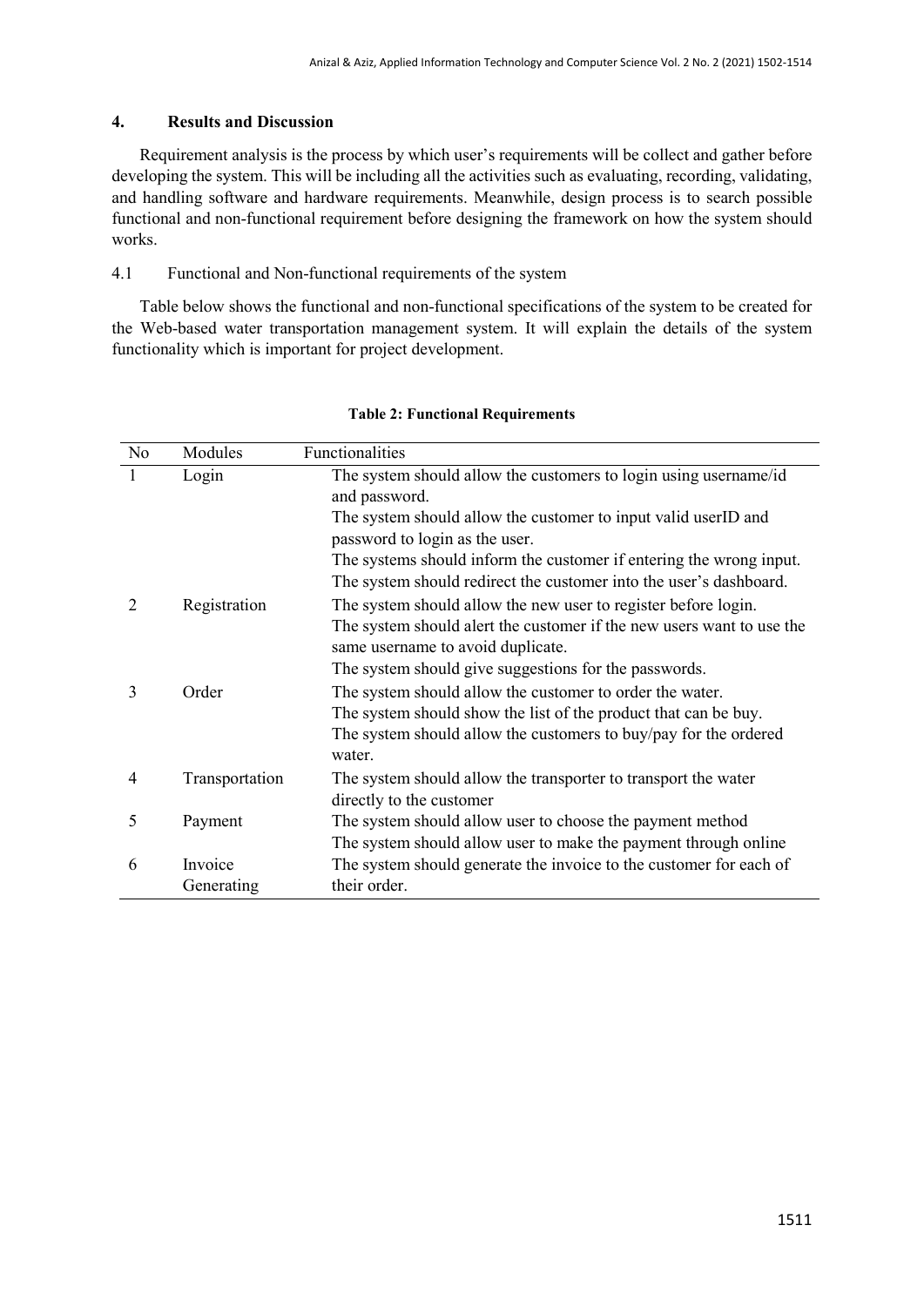## 4. Results and Discussion

Requirement analysis is the process by which user's requirements will be collect and gather before developing the system. This will be including all the activities such as evaluating, recording, validating, and handling software and hardware requirements. Meanwhile, design process is to search possible functional and non-functional requirement before designing the framework on how the system should works.

### 4.1 Functional and Non-functional requirements of the system

Table below shows the functional and non-functional specifications of the system to be created for the Web-based water transportation management system. It will explain the details of the system functionality which is important for project development.

**Table 2: Functional Requirements**

| No | Modules | Functionalities |
|---|---|---|
| 1 | Login | The system should allow the customers to login using username/id and password. |
| | | The system should allow the customer to input valid userID and password to login as the user. |
| | | The systems should inform the customer if entering the wrong input. |
| | | The system should redirect the customer into the user's dashboard. |
| 2 | Registration | The system should allow the new user to register before login. |
| | | The system should alert the customer if the new users want to use the same username to avoid duplicate. |
| | | The system should give suggestions for the passwords. |
| 3 | Order | The system should allow the customer to order the water. |
| | | The system should show the list of the product that can be buy. |
| | | The system should allow the customers to buy/pay for the ordered water. |
| 4 | Transportation | The system should allow the transporter to transport the water directly to the customer |
| 5 | Payment | The system should allow user to choose the payment method |
| | | The system should allow user to make the payment through online |
| 6 | Invoice Generating | The system should generate the invoice to the customer for each of their order. |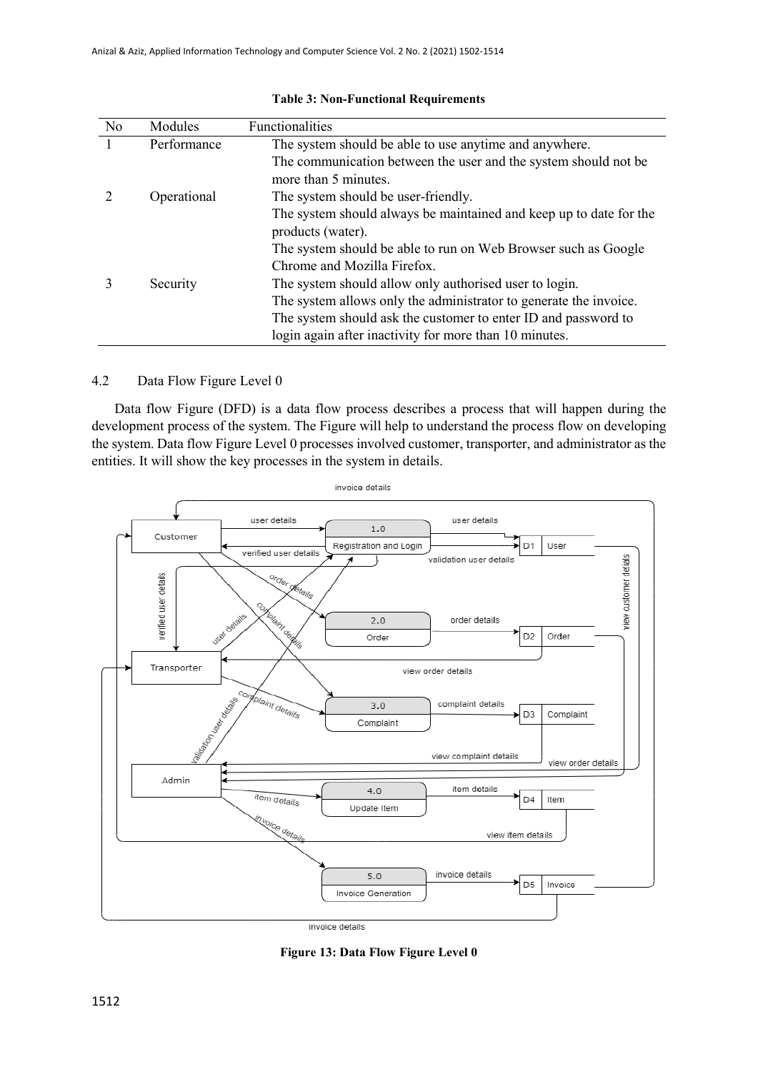**Table 3: Non-Functional Requirements**

| No | Modules | Functionalities |
|---|---|---|
| 1 | Performance | The system should be able to use anytime and anywhere. |
| | | The communication between the user and the system should not be more than 5 minutes. |
| 2 | Operational | The system should be user-friendly. |
| | | The system should always be maintained and keep up to date for the products (water). |
| | | The system should be able to run on Web Browser such as Google Chrome and Mozilla Firefox. |
| 3 | Security | The system should allow only authorised user to login. |
| | | The system allows only the administrator to generate the invoice. |
| | | The system should ask the customer to enter ID and password to login again after inactivity for more than 10 minutes. |

## 4.2 Data Flow Figure Level 0

Data flow Figure (DFD) is a data flow process describes a process that will happen during the development process of the system. The Figure will help to understand the process flow on developing the system. Data flow Figure Level 0 processes involved customer, transporter, and administrator as the entities. It will show the key processes in the system in details.

**Figure 13: Data Flow Figure Level 0**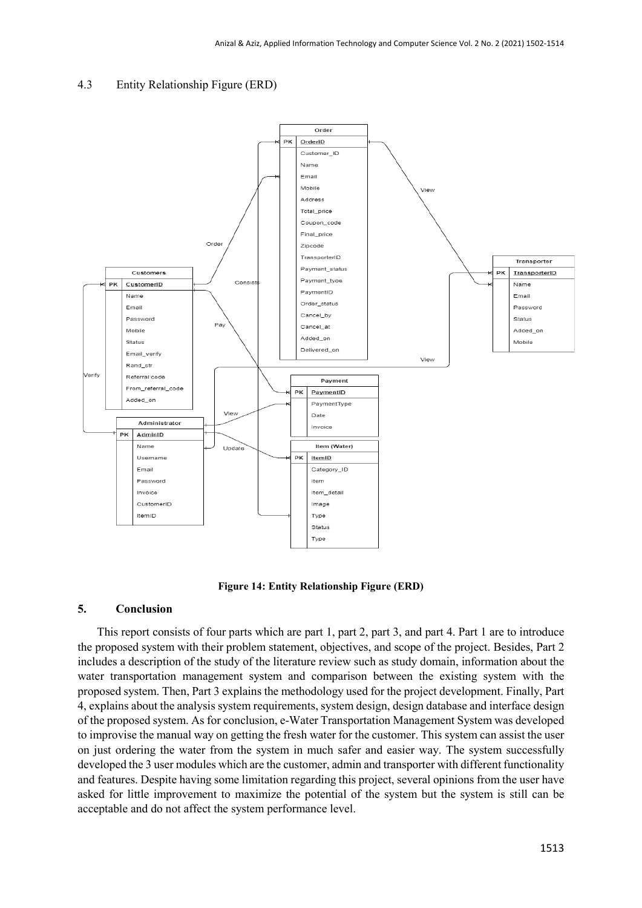### 4.3 Entity Relationship Figure (ERD)

**Figure 14: Entity Relationship Figure (ERD)**

## 5. Conclusion

This report consists of four parts which are part 1, part 2, part 3, and part 4. Part 1 are to introduce the proposed system with their problem statement, objectives, and scope of the project. Besides, Part 2 includes a description of the study of the literature review such as study domain, information about the water transportation management system and comparison between the existing system with the proposed system. Then, Part 3 explains the methodology used for the project development. Finally, Part 4, explains about the analysis system requirements, system design, design database and interface design of the proposed system. As for conclusion, e-Water Transportation Management System was developed to improvise the manual way on getting the fresh water for the customer. This system can assist the user on just ordering the water from the system in much safer and easier way. The system successfully developed the 3 user modules which are the customer, admin and transporter with different functionality and features. Despite having some limitation regarding this project, several opinions from the user have asked for little improvement to maximize the potential of the system but the system is still can be acceptable and do not affect the system performance level.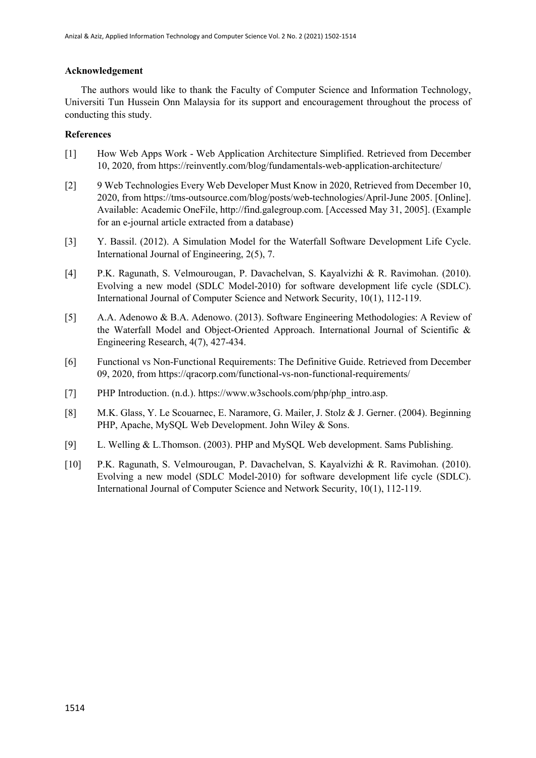### Acknowledgement

The authors would like to thank the Faculty of Computer Science and Information Technology, Universiti Tun Hussein Onn Malaysia for its support and encouragement throughout the process of conducting this study.

### References

[1] How Web Apps Work - Web Application Architecture Simplified. Retrieved from December 10, 2020, from https://reinventlys.com/blog/fundamentals-web-application-architecture/

[2] 9 Web Technologies Every Web Developer Must Know in 2020, Retrieved from December 10, 2020, from https://tms-outsource.com/blog/posts/web-technologies/April-June 2005. [Online]. Available: Academic OneFile, http://find.galegroup.com. [Accessed May 31, 2005]. (Example for an e-journal article extracted from a database)

[3] Y. Bassil. (2012). A Simulation Model for the Waterfall Software Development Life Cycle. International Journal of Engineering, 2(5), 7.

[4] P.K. Ragunath, S. Velmourougan, P. Davachelvan, S. Kayalvizhi & R. Ravimohan. (2010). Evolving a new model (SDLC Model-2010) for software development life cycle (SDLC). International Journal of Computer Science and Network Security, 10(1), 112-119.

[5] A.A. Adenowo & B.A. Adenowo. (2013). Software Engineering Methodologies: A Review of the Waterfall Model and Object-Oriented Approach. International Journal of Scientific & Engineering Research, 4(7), 427-434.

[6] Functional vs Non-Functional Requirements: The Definitive Guide. Retrieved from December 09, 2020, from https://qracorp.com/functional-vs-non-functional-requirements/

[7] PHP Introduction. (n.d.). https://www.w3schools.com/php/php_intro.asp.

[8] M.K. Glass, Y. Le Scouarnec, E. Naramore, G. Mailer, J. Stolz & J. Gerner. (2004). Beginning PHP, Apache, MySQL Web Development. John Wiley & Sons.

[9] L. Welling & L.Thomson. (2003). PHP and MySQL Web development. Sams Publishing.

[10] P.K. Ragunath, S. Velmourougan, P. Davachelvan, S. Kayalvizhi & R. Ravimohan. (2010). Evolving a new model (SDLC Model-2010) for software development life cycle (SDLC). International Journal of Computer Science and Network Security, 10(1), 112-119.